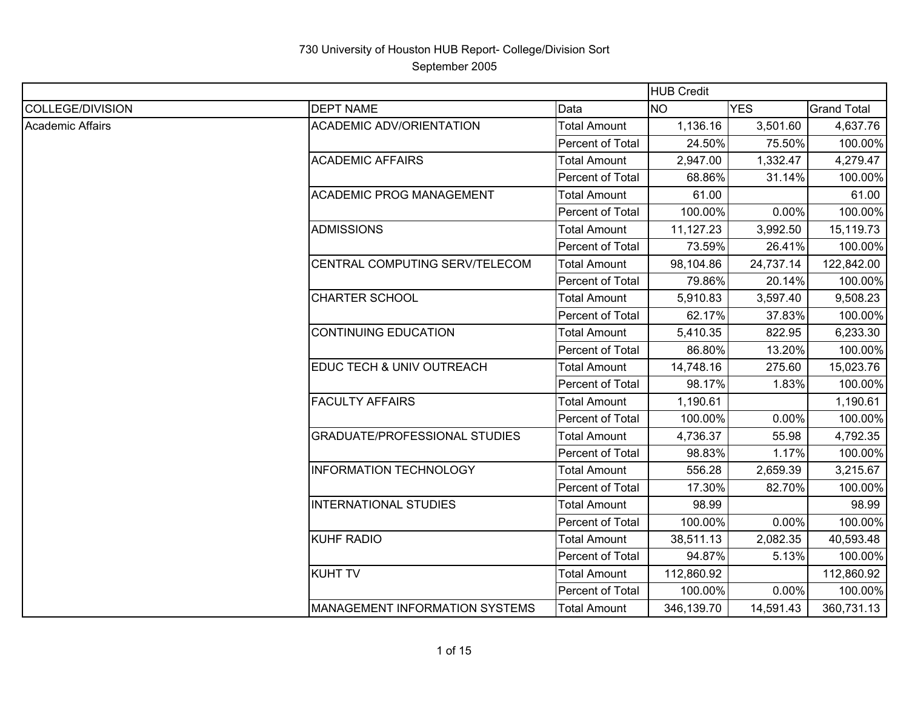# 730 University of Houston HUB Report- College/Division Sort

September 2005

| | | | HUB Credit | | |
|---|---|---|---|---|---|
| COLLEGE/DIVISION | DEPT NAME | Data | NO | YES | Grand Total |
| Academic Affairs | ACADEMIC ADV/ORIENTATION | Total Amount | 1,136.16 | 3,501.60 | 4,637.76 |
| | | Percent of Total | 24.50% | 75.50% | 100.00% |
| | ACADEMIC AFFAIRS | Total Amount | 2,947.00 | 1,332.47 | 4,279.47 |
| | | Percent of Total | 68.86% | 31.14% | 100.00% |
| | ACADEMIC PROG MANAGEMENT | Total Amount | 61.00 | | 61.00 |
| | | Percent of Total | 100.00% | 0.00% | 100.00% |
| | ADMISSIONS | Total Amount | 11,127.23 | 3,992.50 | 15,119.73 |
| | | Percent of Total | 73.59% | 26.41% | 100.00% |
| | CENTRAL COMPUTING SERV/TELECOM | Total Amount | 98,104.86 | 24,737.14 | 122,842.00 |
| | | Percent of Total | 79.86% | 20.14% | 100.00% |
| | CHARTER SCHOOL | Total Amount | 5,910.83 | 3,597.40 | 9,508.23 |
| | | Percent of Total | 62.17% | 37.83% | 100.00% |
| | CONTINUING EDUCATION | Total Amount | 5,410.35 | 822.95 | 6,233.30 |
| | | Percent of Total | 86.80% | 13.20% | 100.00% |
| | EDUC TECH & UNIV OUTREACH | Total Amount | 14,748.16 | 275.60 | 15,023.76 |
| | | Percent of Total | 98.17% | 1.83% | 100.00% |
| | FACULTY AFFAIRS | Total Amount | 1,190.61 | | 1,190.61 |
| | | Percent of Total | 100.00% | 0.00% | 100.00% |
| | GRADUATE/PROFESSIONAL STUDIES | Total Amount | 4,736.37 | 55.98 | 4,792.35 |
| | | Percent of Total | 98.83% | 1.17% | 100.00% |
| | INFORMATION TECHNOLOGY | Total Amount | 556.28 | 2,659.39 | 3,215.67 |
| | | Percent of Total | 17.30% | 82.70% | 100.00% |
| | INTERNATIONAL STUDIES | Total Amount | 98.99 | | 98.99 |
| | | Percent of Total | 100.00% | 0.00% | 100.00% |
| | KUHF RADIO | Total Amount | 38,511.13 | 2,082.35 | 40,593.48 |
| | | Percent of Total | 94.87% | 5.13% | 100.00% |
| | KUHT TV | Total Amount | 112,860.92 | | 112,860.92 |
| | | Percent of Total | 100.00% | 0.00% | 100.00% |
| | MANAGEMENT INFORMATION SYSTEMS | Total Amount | 346,139.70 | 14,591.43 | 360,731.13 |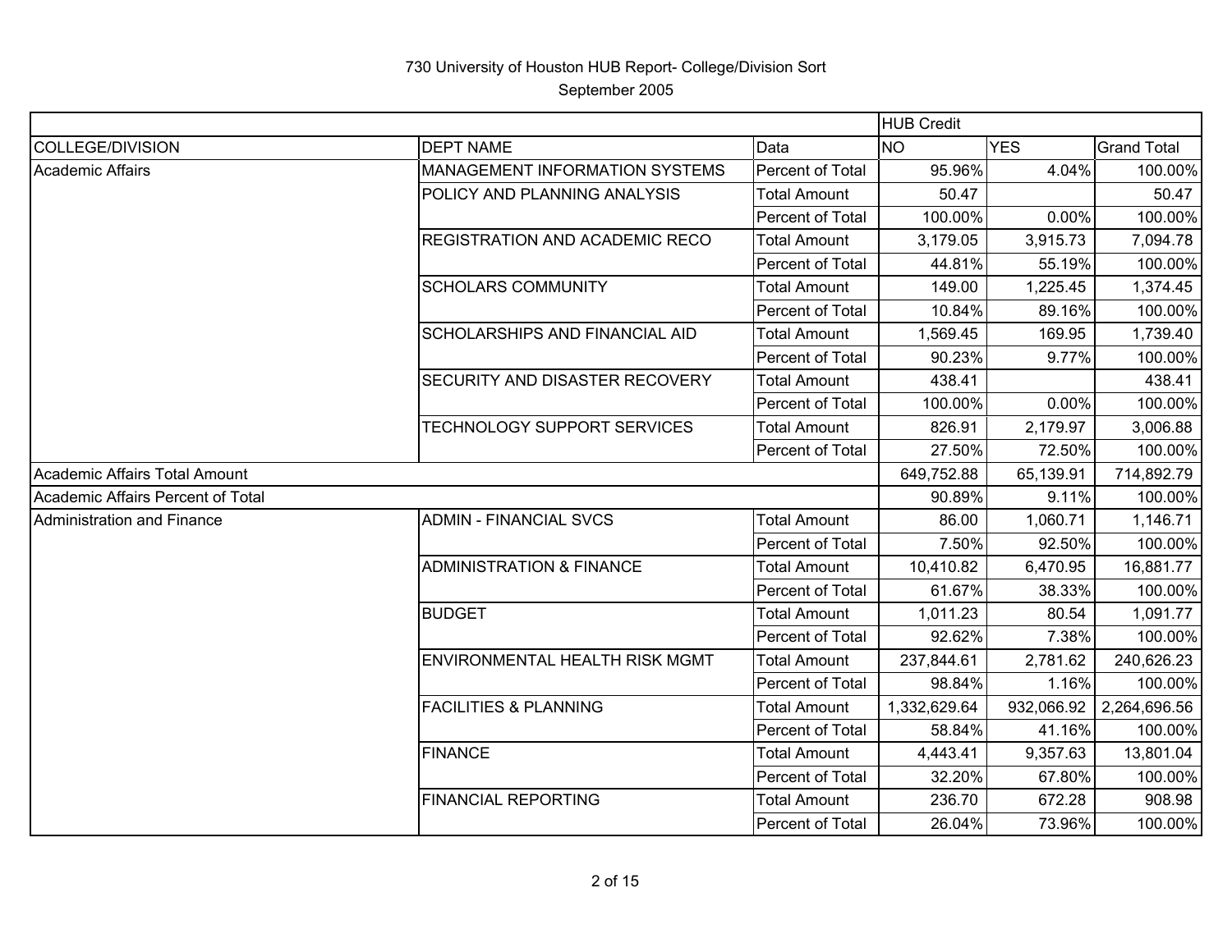730 University of Houston HUB Report- College/Division Sort

September 2005

| | | | HUB Credit | | |
|---|---|---|---|---|---|
| COLLEGE/DIVISION | DEPT NAME | Data | NO | YES | Grand Total |
| Academic Affairs | MANAGEMENT INFORMATION SYSTEMS | Percent of Total | 95.96% | 4.04% | 100.00% |
| | POLICY AND PLANNING ANALYSIS | Total Amount | 50.47 | | 50.47 |
| | | Percent of Total | 100.00% | 0.00% | 100.00% |
| | REGISTRATION AND ACADEMIC RECO | Total Amount | 3,179.05 | 3,915.73 | 7,094.78 |
| | | Percent of Total | 44.81% | 55.19% | 100.00% |
| | SCHOLARS COMMUNITY | Total Amount | 149.00 | 1,225.45 | 1,374.45 |
| | | Percent of Total | 10.84% | 89.16% | 100.00% |
| | SCHOLARSHIPS AND FINANCIAL AID | Total Amount | 1,569.45 | 169.95 | 1,739.40 |
| | | Percent of Total | 90.23% | 9.77% | 100.00% |
| | SECURITY AND DISASTER RECOVERY | Total Amount | 438.41 | | 438.41 |
| | | Percent of Total | 100.00% | 0.00% | 100.00% |
| | TECHNOLOGY SUPPORT SERVICES | Total Amount | 826.91 | 2,179.97 | 3,006.88 |
| | | Percent of Total | 27.50% | 72.50% | 100.00% |
| Academic Affairs Total Amount | | | 649,752.88 | 65,139.91 | 714,892.79 |
| Academic Affairs Percent of Total | | | 90.89% | 9.11% | 100.00% |
| Administration and Finance | ADMIN - FINANCIAL SVCS | Total Amount | 86.00 | 1,060.71 | 1,146.71 |
| | | Percent of Total | 7.50% | 92.50% | 100.00% |
| | ADMINISTRATION & FINANCE | Total Amount | 10,410.82 | 6,470.95 | 16,881.77 |
| | | Percent of Total | 61.67% | 38.33% | 100.00% |
| | BUDGET | Total Amount | 1,011.23 | 80.54 | 1,091.77 |
| | | Percent of Total | 92.62% | 7.38% | 100.00% |
| | ENVIRONMENTAL HEALTH RISK MGMT | Total Amount | 237,844.61 | 2,781.62 | 240,626.23 |
| | | Percent of Total | 98.84% | 1.16% | 100.00% |
| | FACILITIES & PLANNING | Total Amount | 1,332,629.64 | 932,066.92 | 2,264,696.56 |
| | | Percent of Total | 58.84% | 41.16% | 100.00% |
| | FINANCE | Total Amount | 4,443.41 | 9,357.63 | 13,801.04 |
| | | Percent of Total | 32.20% | 67.80% | 100.00% |
| | FINANCIAL REPORTING | Total Amount | 236.70 | 672.28 | 908.98 |
| | | Percent of Total | 26.04% | 73.96% | 100.00% |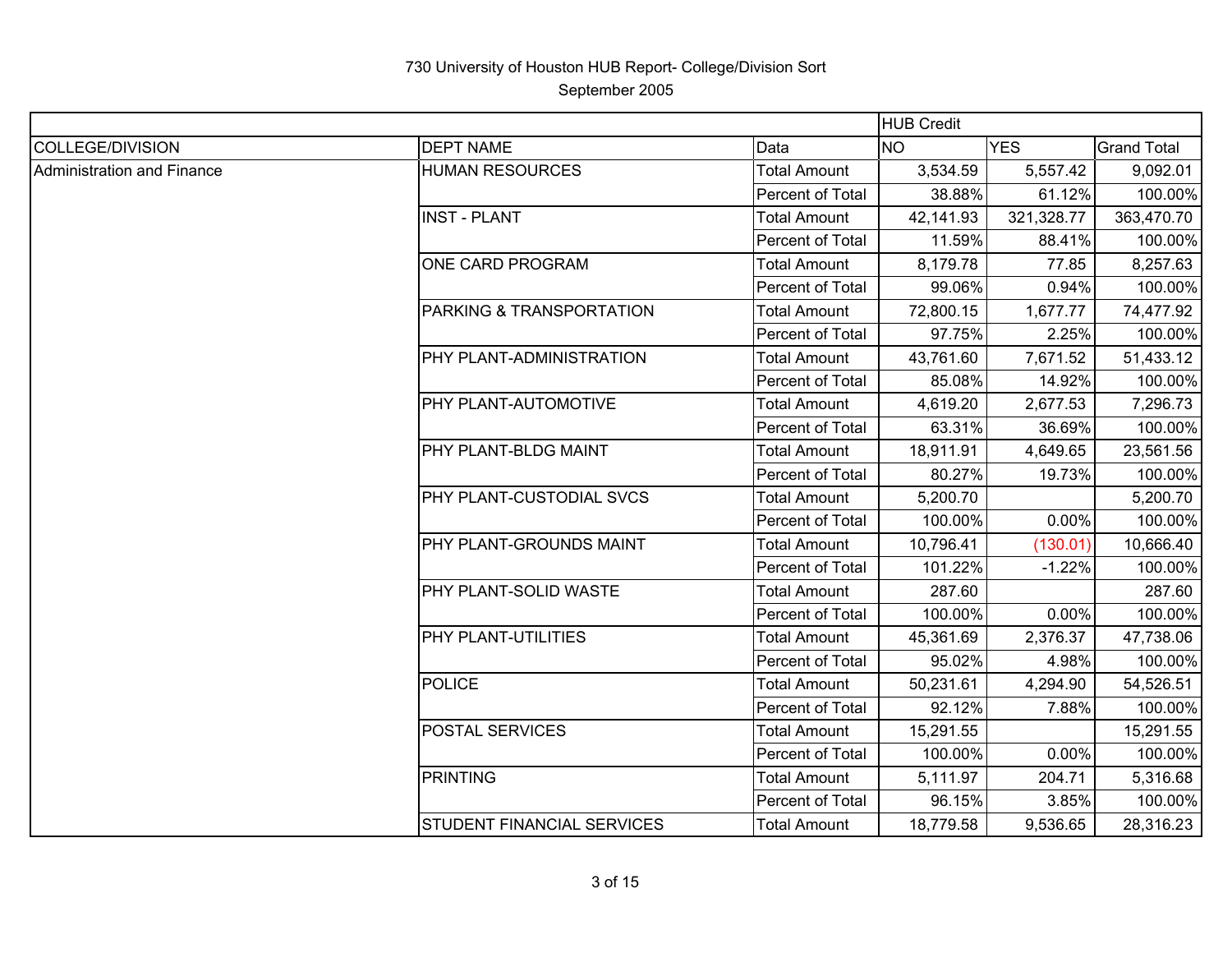# 730 University of Houston HUB Report- College/Division Sort

September 2005

| | | | HUB Credit | | |
|---|---|---|---|---|---|
| COLLEGE/DIVISION | DEPT NAME | Data | NO | YES | Grand Total |
| Administration and Finance | HUMAN RESOURCES | Total Amount | 3,534.59 | 5,557.42 | 9,092.01 |
| | | Percent of Total | 38.88% | 61.12% | 100.00% |
| | INST - PLANT | Total Amount | 42,141.93 | 321,328.77 | 363,470.70 |
| | | Percent of Total | 11.59% | 88.41% | 100.00% |
| | ONE CARD PROGRAM | Total Amount | 8,179.78 | 77.85 | 8,257.63 |
| | | Percent of Total | 99.06% | 0.94% | 100.00% |
| | PARKING & TRANSPORTATION | Total Amount | 72,800.15 | 1,677.77 | 74,477.92 |
| | | Percent of Total | 97.75% | 2.25% | 100.00% |
| | PHY PLANT-ADMINISTRATION | Total Amount | 43,761.60 | 7,671.52 | 51,433.12 |
| | | Percent of Total | 85.08% | 14.92% | 100.00% |
| | PHY PLANT-AUTOMOTIVE | Total Amount | 4,619.20 | 2,677.53 | 7,296.73 |
| | | Percent of Total | 63.31% | 36.69% | 100.00% |
| | PHY PLANT-BLDG MAINT | Total Amount | 18,911.91 | 4,649.65 | 23,561.56 |
| | | Percent of Total | 80.27% | 19.73% | 100.00% |
| | PHY PLANT-CUSTODIAL SVCS | Total Amount | 5,200.70 | | 5,200.70 |
| | | Percent of Total | 100.00% | 0.00% | 100.00% |
| | PHY PLANT-GROUNDS MAINT | Total Amount | 10,796.41 | (130.01) | 10,666.40 |
| | | Percent of Total | 101.22% | -1.22% | 100.00% |
| | PHY PLANT-SOLID WASTE | Total Amount | 287.60 | | 287.60 |
| | | Percent of Total | 100.00% | 0.00% | 100.00% |
| | PHY PLANT-UTILITIES | Total Amount | 45,361.69 | 2,376.37 | 47,738.06 |
| | | Percent of Total | 95.02% | 4.98% | 100.00% |
| | POLICE | Total Amount | 50,231.61 | 4,294.90 | 54,526.51 |
| | | Percent of Total | 92.12% | 7.88% | 100.00% |
| | POSTAL SERVICES | Total Amount | 15,291.55 | | 15,291.55 |
| | | Percent of Total | 100.00% | 0.00% | 100.00% |
| | PRINTING | Total Amount | 5,111.97 | 204.71 | 5,316.68 |
| | | Percent of Total | 96.15% | 3.85% | 100.00% |
| | STUDENT FINANCIAL SERVICES | Total Amount | 18,779.58 | 9,536.65 | 28,316.23 |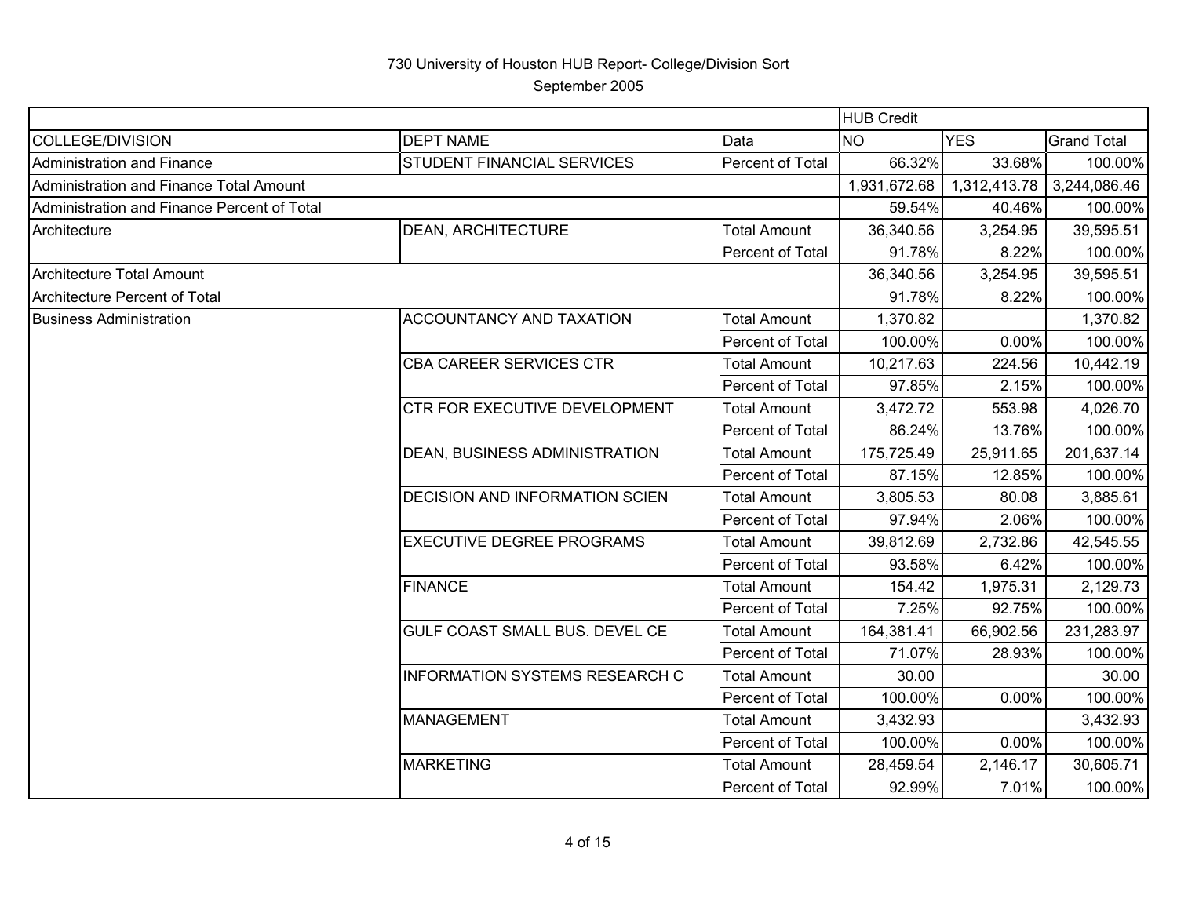730 University of Houston HUB Report- College/Division Sort

September 2005

| | | | HUB Credit | | |
|---|---|---|---|---|---|
| COLLEGE/DIVISION | DEPT NAME | Data | NO | YES | Grand Total |
| Administration and Finance | STUDENT FINANCIAL SERVICES | Percent of Total | 66.32% | 33.68% | 100.00% |
| Administration and Finance Total Amount | | | 1,931,672.68 | 1,312,413.78 | 3,244,086.46 |
| Administration and Finance Percent of Total | | | 59.54% | 40.46% | 100.00% |
| Architecture | DEAN, ARCHITECTURE | Total Amount | 36,340.56 | 3,254.95 | 39,595.51 |
| | | Percent of Total | 91.78% | 8.22% | 100.00% |
| Architecture Total Amount | | | 36,340.56 | 3,254.95 | 39,595.51 |
| Architecture Percent of Total | | | 91.78% | 8.22% | 100.00% |
| Business Administration | ACCOUNTANCY AND TAXATION | Total Amount | 1,370.82 | | 1,370.82 |
| | | Percent of Total | 100.00% | 0.00% | 100.00% |
| | CBA CAREER SERVICES CTR | Total Amount | 10,217.63 | 224.56 | 10,442.19 |
| | | Percent of Total | 97.85% | 2.15% | 100.00% |
| | CTR FOR EXECUTIVE DEVELOPMENT | Total Amount | 3,472.72 | 553.98 | 4,026.70 |
| | | Percent of Total | 86.24% | 13.76% | 100.00% |
| | DEAN, BUSINESS ADMINISTRATION | Total Amount | 175,725.49 | 25,911.65 | 201,637.14 |
| | | Percent of Total | 87.15% | 12.85% | 100.00% |
| | DECISION AND INFORMATION SCIEN | Total Amount | 3,805.53 | 80.08 | 3,885.61 |
| | | Percent of Total | 97.94% | 2.06% | 100.00% |
| | EXECUTIVE DEGREE PROGRAMS | Total Amount | 39,812.69 | 2,732.86 | 42,545.55 |
| | | Percent of Total | 93.58% | 6.42% | 100.00% |
| | FINANCE | Total Amount | 154.42 | 1,975.31 | 2,129.73 |
| | | Percent of Total | 7.25% | 92.75% | 100.00% |
| | GULF COAST SMALL BUS. DEVEL CE | Total Amount | 164,381.41 | 66,902.56 | 231,283.97 |
| | | Percent of Total | 71.07% | 28.93% | 100.00% |
| | INFORMATION SYSTEMS RESEARCH C | Total Amount | 30.00 | | 30.00 |
| | | Percent of Total | 100.00% | 0.00% | 100.00% |
| | MANAGEMENT | Total Amount | 3,432.93 | | 3,432.93 |
| | | Percent of Total | 100.00% | 0.00% | 100.00% |
| | MARKETING | Total Amount | 28,459.54 | 2,146.17 | 30,605.71 |
| | | Percent of Total | 92.99% | 7.01% | 100.00% |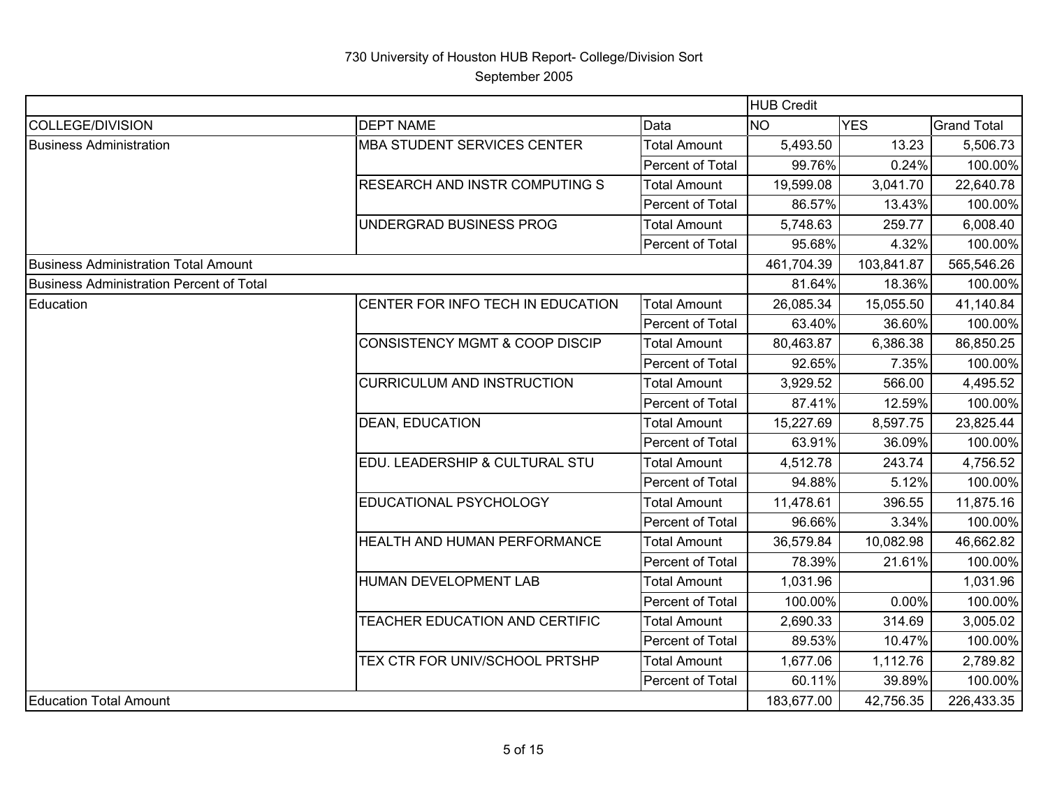730 University of Houston HUB Report- College/Division Sort

September 2005

| | | | HUB Credit | | |
|---|---|---|---|---|---|
| COLLEGE/DIVISION | DEPT NAME | Data | NO | YES | Grand Total |
| Business Administration | MBA STUDENT SERVICES CENTER | Total Amount | 5,493.50 | 13.23 | 5,506.73 |
| | | Percent of Total | 99.76% | 0.24% | 100.00% |
| | RESEARCH AND INSTR COMPUTING S | Total Amount | 19,599.08 | 3,041.70 | 22,640.78 |
| | | Percent of Total | 86.57% | 13.43% | 100.00% |
| | UNDERGRAD BUSINESS PROG | Total Amount | 5,748.63 | 259.77 | 6,008.40 |
| | | Percent of Total | 95.68% | 4.32% | 100.00% |
| Business Administration Total Amount | | | 461,704.39 | 103,841.87 | 565,546.26 |
| Business Administration Percent of Total | | | 81.64% | 18.36% | 100.00% |
| Education | CENTER FOR INFO TECH IN EDUCATION | Total Amount | 26,085.34 | 15,055.50 | 41,140.84 |
| | | Percent of Total | 63.40% | 36.60% | 100.00% |
| | CONSISTENCY MGMT & COOP DISCIP | Total Amount | 80,463.87 | 6,386.38 | 86,850.25 |
| | | Percent of Total | 92.65% | 7.35% | 100.00% |
| | CURRICULUM AND INSTRUCTION | Total Amount | 3,929.52 | 566.00 | 4,495.52 |
| | | Percent of Total | 87.41% | 12.59% | 100.00% |
| | DEAN, EDUCATION | Total Amount | 15,227.69 | 8,597.75 | 23,825.44 |
| | | Percent of Total | 63.91% | 36.09% | 100.00% |
| | EDU. LEADERSHIP & CULTURAL STU | Total Amount | 4,512.78 | 243.74 | 4,756.52 |
| | | Percent of Total | 94.88% | 5.12% | 100.00% |
| | EDUCATIONAL PSYCHOLOGY | Total Amount | 11,478.61 | 396.55 | 11,875.16 |
| | | Percent of Total | 96.66% | 3.34% | 100.00% |
| | HEALTH AND HUMAN PERFORMANCE | Total Amount | 36,579.84 | 10,082.98 | 46,662.82 |
| | | Percent of Total | 78.39% | 21.61% | 100.00% |
| | HUMAN DEVELOPMENT LAB | Total Amount | 1,031.96 | | 1,031.96 |
| | | Percent of Total | 100.00% | 0.00% | 100.00% |
| | TEACHER EDUCATION AND CERTIFIC | Total Amount | 2,690.33 | 314.69 | 3,005.02 |
| | | Percent of Total | 89.53% | 10.47% | 100.00% |
| | TEX CTR FOR UNIV/SCHOOL PRTSHP | Total Amount | 1,677.06 | 1,112.76 | 2,789.82 |
| | | Percent of Total | 60.11% | 39.89% | 100.00% |
| Education Total Amount | | | 183,677.00 | 42,756.35 | 226,433.35 |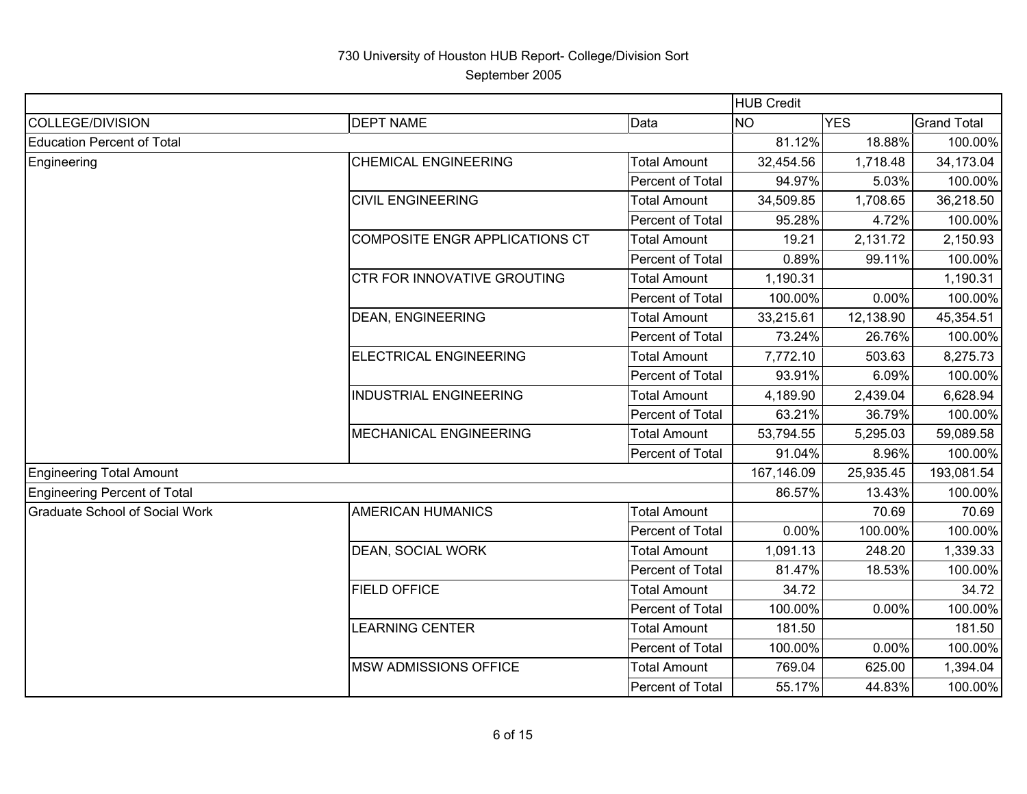# 730 University of Houston HUB Report- College/Division Sort

September 2005

| | | | HUB Credit | | |
|---|---|---|---|---|---|
| COLLEGE/DIVISION | DEPT NAME | Data | NO | YES | Grand Total |
| Education Percent of Total | | | 81.12% | 18.88% | 100.00% |
| Engineering | CHEMICAL ENGINEERING | Total Amount | 32,454.56 | 1,718.48 | 34,173.04 |
| | | Percent of Total | 94.97% | 5.03% | 100.00% |
| | CIVIL ENGINEERING | Total Amount | 34,509.85 | 1,708.65 | 36,218.50 |
| | | Percent of Total | 95.28% | 4.72% | 100.00% |
| | COMPOSITE ENGR APPLICATIONS CT | Total Amount | 19.21 | 2,131.72 | 2,150.93 |
| | | Percent of Total | 0.89% | 99.11% | 100.00% |
| | CTR FOR INNOVATIVE GROUTING | Total Amount | 1,190.31 | | 1,190.31 |
| | | Percent of Total | 100.00% | 0.00% | 100.00% |
| | DEAN, ENGINEERING | Total Amount | 33,215.61 | 12,138.90 | 45,354.51 |
| | | Percent of Total | 73.24% | 26.76% | 100.00% |
| | ELECTRICAL ENGINEERING | Total Amount | 7,772.10 | 503.63 | 8,275.73 |
| | | Percent of Total | 93.91% | 6.09% | 100.00% |
| | INDUSTRIAL ENGINEERING | Total Amount | 4,189.90 | 2,439.04 | 6,628.94 |
| | | Percent of Total | 63.21% | 36.79% | 100.00% |
| | MECHANICAL ENGINEERING | Total Amount | 53,794.55 | 5,295.03 | 59,089.58 |
| | | Percent of Total | 91.04% | 8.96% | 100.00% |
| Engineering Total Amount | | | 167,146.09 | 25,935.45 | 193,081.54 |
| Engineering Percent of Total | | | 86.57% | 13.43% | 100.00% |
| Graduate School of Social Work | AMERICAN HUMANICS | Total Amount | | 70.69 | 70.69 |
| | | Percent of Total | 0.00% | 100.00% | 100.00% |
| | DEAN, SOCIAL WORK | Total Amount | 1,091.13 | 248.20 | 1,339.33 |
| | | Percent of Total | 81.47% | 18.53% | 100.00% |
| | FIELD OFFICE | Total Amount | 34.72 | | 34.72 |
| | | Percent of Total | 100.00% | 0.00% | 100.00% |
| | LEARNING CENTER | Total Amount | 181.50 | | 181.50 |
| | | Percent of Total | 100.00% | 0.00% | 100.00% |
| | MSW ADMISSIONS OFFICE | Total Amount | 769.04 | 625.00 | 1,394.04 |
| | | Percent of Total | 55.17% | 44.83% | 100.00% |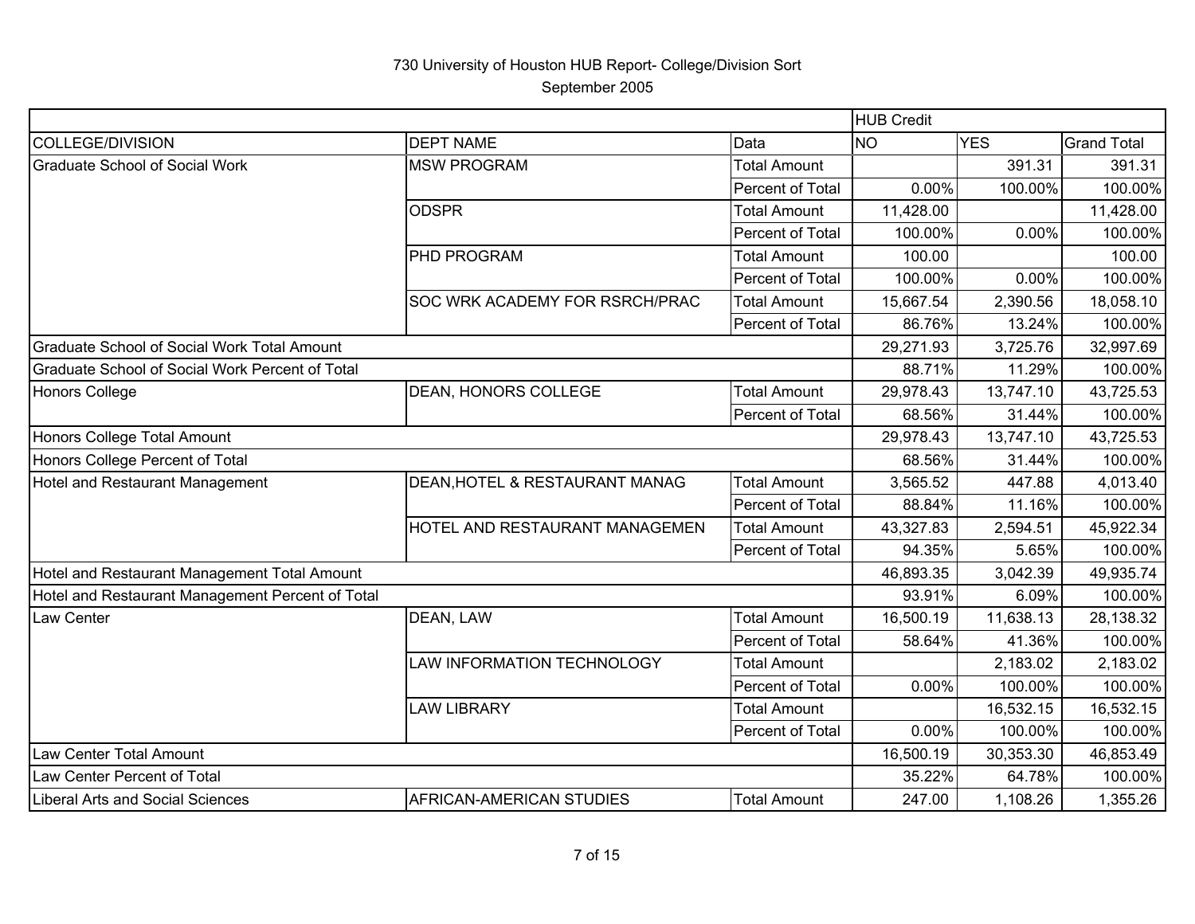730 University of Houston HUB Report- College/Division Sort

September 2005

| | | | HUB Credit | | |
|---|---|---|---|---|---|
| COLLEGE/DIVISION | DEPT NAME | Data | NO | YES | Grand Total |
| Graduate School of Social Work | MSW PROGRAM | Total Amount | | 391.31 | 391.31 |
| | | Percent of Total | 0.00% | 100.00% | 100.00% |
| | ODSPR | Total Amount | 11,428.00 | | 11,428.00 |
| | | Percent of Total | 100.00% | 0.00% | 100.00% |
| | PHD PROGRAM | Total Amount | 100.00 | | 100.00 |
| | | Percent of Total | 100.00% | 0.00% | 100.00% |
| | SOC WRK ACADEMY FOR RSRCH/PRAC | Total Amount | 15,667.54 | 2,390.56 | 18,058.10 |
| | | Percent of Total | 86.76% | 13.24% | 100.00% |
| Graduate School of Social Work Total Amount | | | 29,271.93 | 3,725.76 | 32,997.69 |
| Graduate School of Social Work Percent of Total | | | 88.71% | 11.29% | 100.00% |
| Honors College | DEAN, HONORS COLLEGE | Total Amount | 29,978.43 | 13,747.10 | 43,725.53 |
| | | Percent of Total | 68.56% | 31.44% | 100.00% |
| Honors College Total Amount | | | 29,978.43 | 13,747.10 | 43,725.53 |
| Honors College Percent of Total | | | 68.56% | 31.44% | 100.00% |
| Hotel and Restaurant Management | DEAN,HOTEL & RESTAURANT MANAG | Total Amount | 3,565.52 | 447.88 | 4,013.40 |
| | | Percent of Total | 88.84% | 11.16% | 100.00% |
| | HOTEL AND RESTAURANT MANAGEMEN | Total Amount | 43,327.83 | 2,594.51 | 45,922.34 |
| | | Percent of Total | 94.35% | 5.65% | 100.00% |
| Hotel and Restaurant Management Total Amount | | | 46,893.35 | 3,042.39 | 49,935.74 |
| Hotel and Restaurant Management Percent of Total | | | 93.91% | 6.09% | 100.00% |
| Law Center | DEAN, LAW | Total Amount | 16,500.19 | 11,638.13 | 28,138.32 |
| | | Percent of Total | 58.64% | 41.36% | 100.00% |
| | LAW INFORMATION TECHNOLOGY | Total Amount | | 2,183.02 | 2,183.02 |
| | | Percent of Total | 0.00% | 100.00% | 100.00% |
| | LAW LIBRARY | Total Amount | | 16,532.15 | 16,532.15 |
| | | Percent of Total | 0.00% | 100.00% | 100.00% |
| Law Center Total Amount | | | 16,500.19 | 30,353.30 | 46,853.49 |
| Law Center Percent of Total | | | 35.22% | 64.78% | 100.00% |
| Liberal Arts and Social Sciences | AFRICAN-AMERICAN STUDIES | Total Amount | 247.00 | 1,108.26 | 1,355.26 |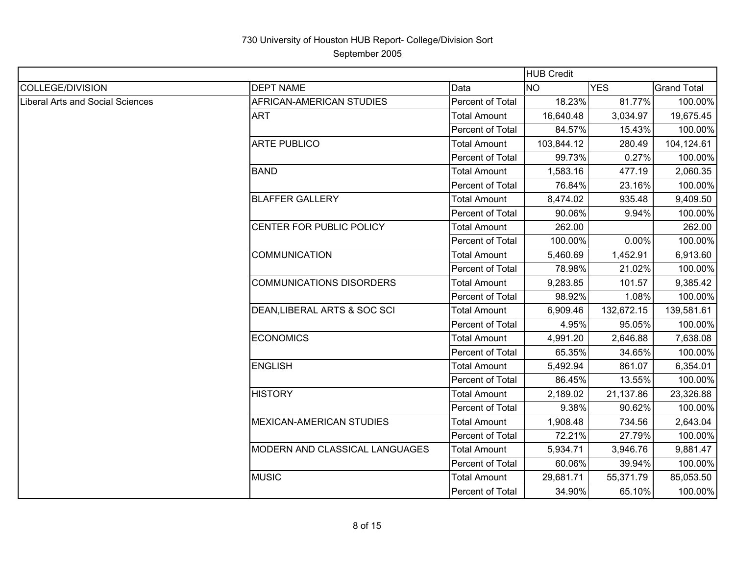730 University of Houston HUB Report- College/Division Sort

September 2005

| | | | HUB Credit | | |
|---|---|---|---|---|---|
| COLLEGE/DIVISION | DEPT NAME | Data | NO | YES | Grand Total |
| Liberal Arts and Social Sciences | AFRICAN-AMERICAN STUDIES | Percent of Total | 18.23% | 81.77% | 100.00% |
| | ART | Total Amount | 16,640.48 | 3,034.97 | 19,675.45 |
| | | Percent of Total | 84.57% | 15.43% | 100.00% |
| | ARTE PUBLICO | Total Amount | 103,844.12 | 280.49 | 104,124.61 |
| | | Percent of Total | 99.73% | 0.27% | 100.00% |
| | BAND | Total Amount | 1,583.16 | 477.19 | 2,060.35 |
| | | Percent of Total | 76.84% | 23.16% | 100.00% |
| | BLAFFER GALLERY | Total Amount | 8,474.02 | 935.48 | 9,409.50 |
| | | Percent of Total | 90.06% | 9.94% | 100.00% |
| | CENTER FOR PUBLIC POLICY | Total Amount | 262.00 | | 262.00 |
| | | Percent of Total | 100.00% | 0.00% | 100.00% |
| | COMMUNICATION | Total Amount | 5,460.69 | 1,452.91 | 6,913.60 |
| | | Percent of Total | 78.98% | 21.02% | 100.00% |
| | COMMUNICATIONS DISORDERS | Total Amount | 9,283.85 | 101.57 | 9,385.42 |
| | | Percent of Total | 98.92% | 1.08% | 100.00% |
| | DEAN,LIBERAL ARTS & SOC SCI | Total Amount | 6,909.46 | 132,672.15 | 139,581.61 |
| | | Percent of Total | 4.95% | 95.05% | 100.00% |
| | ECONOMICS | Total Amount | 4,991.20 | 2,646.88 | 7,638.08 |
| | | Percent of Total | 65.35% | 34.65% | 100.00% |
| | ENGLISH | Total Amount | 5,492.94 | 861.07 | 6,354.01 |
| | | Percent of Total | 86.45% | 13.55% | 100.00% |
| | HISTORY | Total Amount | 2,189.02 | 21,137.86 | 23,326.88 |
| | | Percent of Total | 9.38% | 90.62% | 100.00% |
| | MEXICAN-AMERICAN STUDIES | Total Amount | 1,908.48 | 734.56 | 2,643.04 |
| | | Percent of Total | 72.21% | 27.79% | 100.00% |
| | MODERN AND CLASSICAL LANGUAGES | Total Amount | 5,934.71 | 3,946.76 | 9,881.47 |
| | | Percent of Total | 60.06% | 39.94% | 100.00% |
| | MUSIC | Total Amount | 29,681.71 | 55,371.79 | 85,053.50 |
| | | Percent of Total | 34.90% | 65.10% | 100.00% |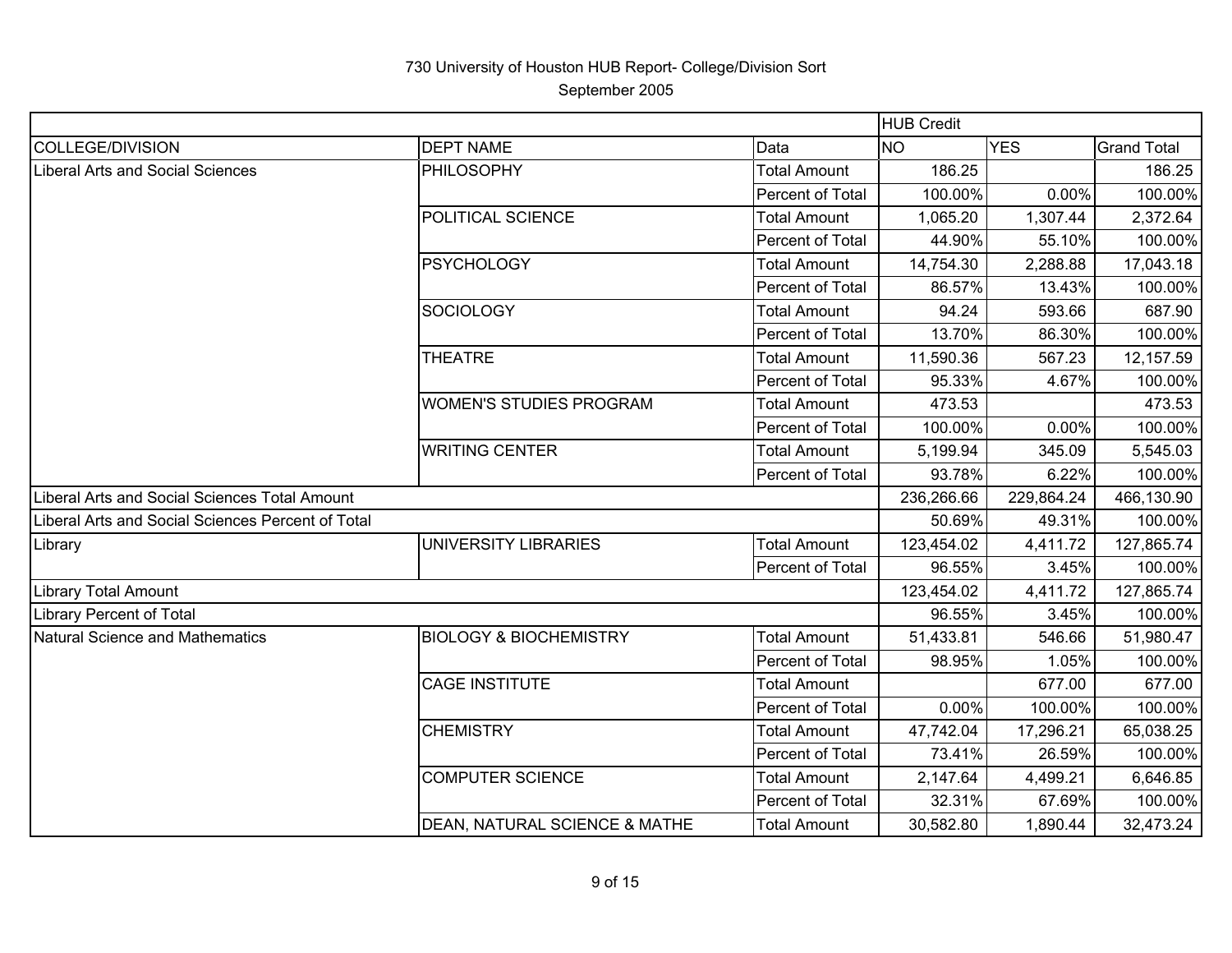# 730 University of Houston HUB Report- College/Division Sort

September 2005

| | | | HUB Credit | | |
|---|---|---|---|---|---|
| COLLEGE/DIVISION | DEPT NAME | Data | NO | YES | Grand Total |
| Liberal Arts and Social Sciences | PHILOSOPHY | Total Amount | 186.25 | | 186.25 |
| | | Percent of Total | 100.00% | 0.00% | 100.00% |
| | POLITICAL SCIENCE | Total Amount | 1,065.20 | 1,307.44 | 2,372.64 |
| | | Percent of Total | 44.90% | 55.10% | 100.00% |
| | PSYCHOLOGY | Total Amount | 14,754.30 | 2,288.88 | 17,043.18 |
| | | Percent of Total | 86.57% | 13.43% | 100.00% |
| | SOCIOLOGY | Total Amount | 94.24 | 593.66 | 687.90 |
| | | Percent of Total | 13.70% | 86.30% | 100.00% |
| | THEATRE | Total Amount | 11,590.36 | 567.23 | 12,157.59 |
| | | Percent of Total | 95.33% | 4.67% | 100.00% |
| | WOMEN'S STUDIES PROGRAM | Total Amount | 473.53 | | 473.53 |
| | | Percent of Total | 100.00% | 0.00% | 100.00% |
| | WRITING CENTER | Total Amount | 5,199.94 | 345.09 | 5,545.03 |
| | | Percent of Total | 93.78% | 6.22% | 100.00% |
| Liberal Arts and Social Sciences Total Amount | | | 236,266.66 | 229,864.24 | 466,130.90 |
| Liberal Arts and Social Sciences Percent of Total | | | 50.69% | 49.31% | 100.00% |
| Library | UNIVERSITY LIBRARIES | Total Amount | 123,454.02 | 4,411.72 | 127,865.74 |
| | | Percent of Total | 96.55% | 3.45% | 100.00% |
| Library Total Amount | | | 123,454.02 | 4,411.72 | 127,865.74 |
| Library Percent of Total | | | 96.55% | 3.45% | 100.00% |
| Natural Science and Mathematics | BIOLOGY & BIOCHEMISTRY | Total Amount | 51,433.81 | 546.66 | 51,980.47 |
| | | Percent of Total | 98.95% | 1.05% | 100.00% |
| | CAGE INSTITUTE | Total Amount | | 677.00 | 677.00 |
| | | Percent of Total | 0.00% | 100.00% | 100.00% |
| | CHEMISTRY | Total Amount | 47,742.04 | 17,296.21 | 65,038.25 |
| | | Percent of Total | 73.41% | 26.59% | 100.00% |
| | COMPUTER SCIENCE | Total Amount | 2,147.64 | 4,499.21 | 6,646.85 |
| | | Percent of Total | 32.31% | 67.69% | 100.00% |
| | DEAN, NATURAL SCIENCE & MATHE | Total Amount | 30,582.80 | 1,890.44 | 32,473.24 |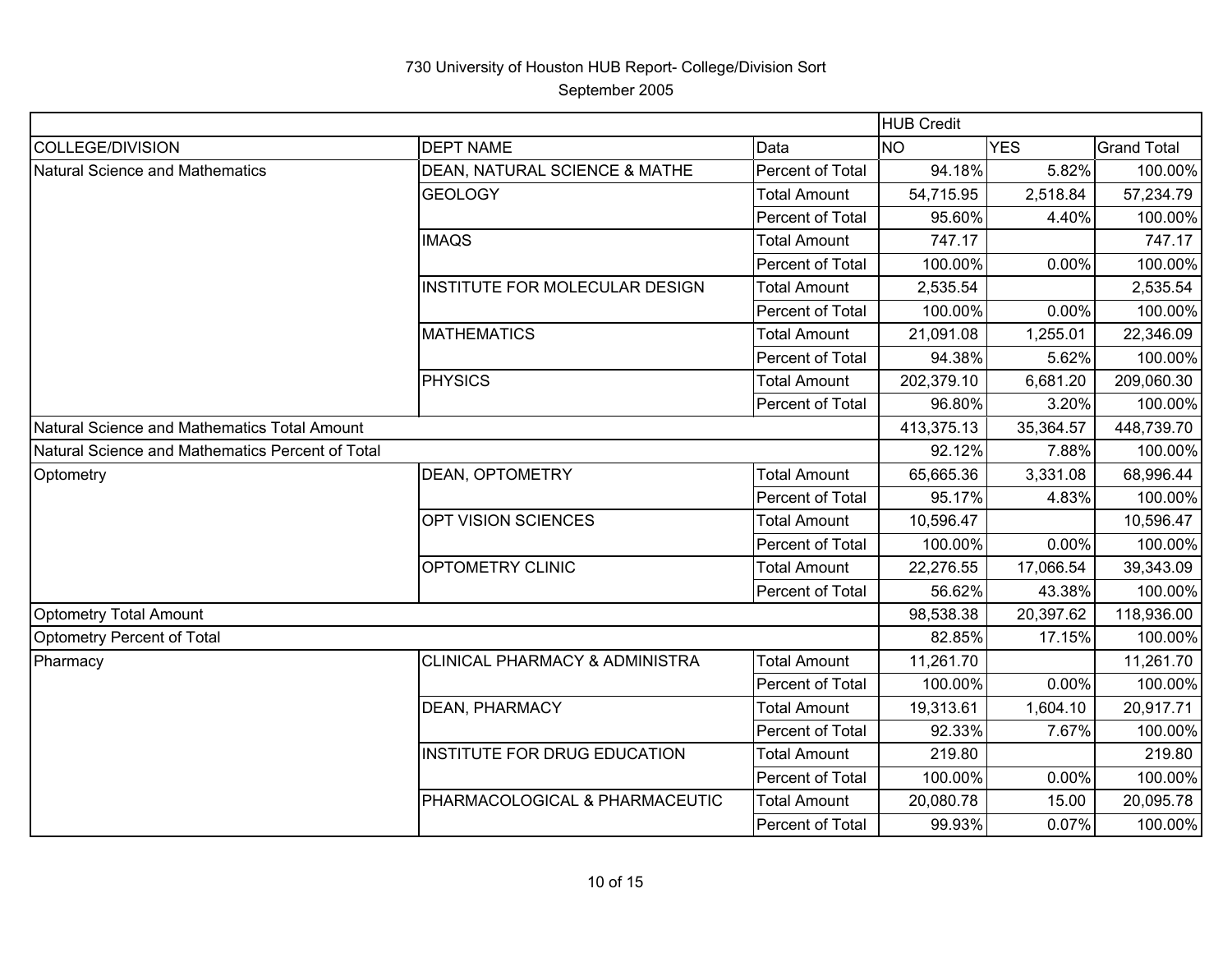730 University of Houston HUB Report- College/Division Sort

September 2005

| | | | HUB Credit | | |
|---|---|---|---|---|---|
| COLLEGE/DIVISION | DEPT NAME | Data | NO | YES | Grand Total |
| Natural Science and Mathematics | DEAN, NATURAL SCIENCE & MATHE | Percent of Total | 94.18% | 5.82% | 100.00% |
| | GEOLOGY | Total Amount | 54,715.95 | 2,518.84 | 57,234.79 |
| | | Percent of Total | 95.60% | 4.40% | 100.00% |
| | IMAQS | Total Amount | 747.17 | | 747.17 |
| | | Percent of Total | 100.00% | 0.00% | 100.00% |
| | INSTITUTE FOR MOLECULAR DESIGN | Total Amount | 2,535.54 | | 2,535.54 |
| | | Percent of Total | 100.00% | 0.00% | 100.00% |
| | MATHEMATICS | Total Amount | 21,091.08 | 1,255.01 | 22,346.09 |
| | | Percent of Total | 94.38% | 5.62% | 100.00% |
| | PHYSICS | Total Amount | 202,379.10 | 6,681.20 | 209,060.30 |
| | | Percent of Total | 96.80% | 3.20% | 100.00% |
| Natural Science and Mathematics Total Amount | | | 413,375.13 | 35,364.57 | 448,739.70 |
| Natural Science and Mathematics Percent of Total | | | 92.12% | 7.88% | 100.00% |
| Optometry | DEAN, OPTOMETRY | Total Amount | 65,665.36 | 3,331.08 | 68,996.44 |
| | | Percent of Total | 95.17% | 4.83% | 100.00% |
| | OPT VISION SCIENCES | Total Amount | 10,596.47 | | 10,596.47 |
| | | Percent of Total | 100.00% | 0.00% | 100.00% |
| | OPTOMETRY CLINIC | Total Amount | 22,276.55 | 17,066.54 | 39,343.09 |
| | | Percent of Total | 56.62% | 43.38% | 100.00% |
| Optometry Total Amount | | | 98,538.38 | 20,397.62 | 118,936.00 |
| Optometry Percent of Total | | | 82.85% | 17.15% | 100.00% |
| Pharmacy | CLINICAL PHARMACY & ADMINISTRA | Total Amount | 11,261.70 | | 11,261.70 |
| | | Percent of Total | 100.00% | 0.00% | 100.00% |
| | DEAN, PHARMACY | Total Amount | 19,313.61 | 1,604.10 | 20,917.71 |
| | | Percent of Total | 92.33% | 7.67% | 100.00% |
| | INSTITUTE FOR DRUG EDUCATION | Total Amount | 219.80 | | 219.80 |
| | | Percent of Total | 100.00% | 0.00% | 100.00% |
| | PHARMACOLOGICAL & PHARMACEUTIC | Total Amount | 20,080.78 | 15.00 | 20,095.78 |
| | | Percent of Total | 99.93% | 0.07% | 100.00% |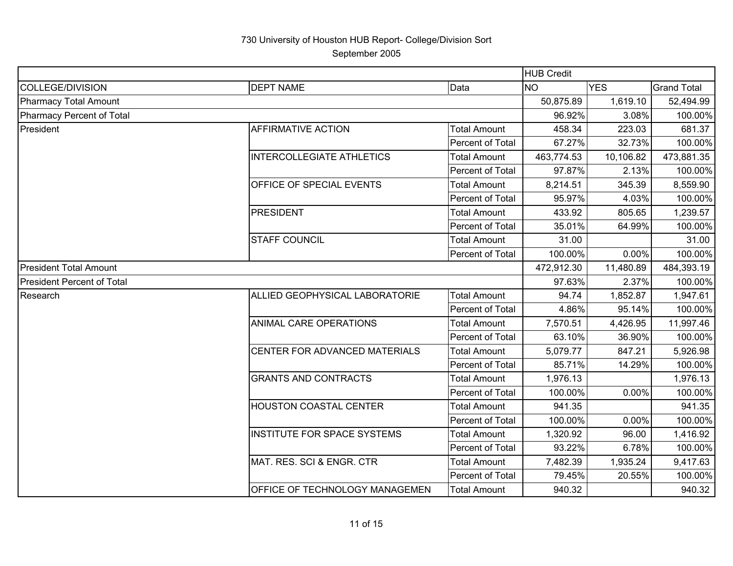# 730 University of Houston HUB Report- College/Division Sort

September 2005

| | | | HUB Credit | | |
|---|---|---|---|---|---|
| COLLEGE/DIVISION | DEPT NAME | Data | NO | YES | Grand Total |
| Pharmacy Total Amount | | | 50,875.89 | 1,619.10 | 52,494.99 |
| Pharmacy Percent of Total | | | 96.92% | 3.08% | 100.00% |
| President | AFFIRMATIVE ACTION | Total Amount | 458.34 | 223.03 | 681.37 |
| | | Percent of Total | 67.27% | 32.73% | 100.00% |
| | INTERCOLLEGIATE ATHLETICS | Total Amount | 463,774.53 | 10,106.82 | 473,881.35 |
| | | Percent of Total | 97.87% | 2.13% | 100.00% |
| | OFFICE OF SPECIAL EVENTS | Total Amount | 8,214.51 | 345.39 | 8,559.90 |
| | | Percent of Total | 95.97% | 4.03% | 100.00% |
| | PRESIDENT | Total Amount | 433.92 | 805.65 | 1,239.57 |
| | | Percent of Total | 35.01% | 64.99% | 100.00% |
| | STAFF COUNCIL | Total Amount | 31.00 | | 31.00 |
| | | Percent of Total | 100.00% | 0.00% | 100.00% |
| President Total Amount | | | 472,912.30 | 11,480.89 | 484,393.19 |
| President Percent of Total | | | 97.63% | 2.37% | 100.00% |
| Research | ALLIED GEOPHYSICAL LABORATORIE | Total Amount | 94.74 | 1,852.87 | 1,947.61 |
| | | Percent of Total | 4.86% | 95.14% | 100.00% |
| | ANIMAL CARE OPERATIONS | Total Amount | 7,570.51 | 4,426.95 | 11,997.46 |
| | | Percent of Total | 63.10% | 36.90% | 100.00% |
| | CENTER FOR ADVANCED MATERIALS | Total Amount | 5,079.77 | 847.21 | 5,926.98 |
| | | Percent of Total | 85.71% | 14.29% | 100.00% |
| | GRANTS AND CONTRACTS | Total Amount | 1,976.13 | | 1,976.13 |
| | | Percent of Total | 100.00% | 0.00% | 100.00% |
| | HOUSTON COASTAL CENTER | Total Amount | 941.35 | | 941.35 |
| | | Percent of Total | 100.00% | 0.00% | 100.00% |
| | INSTITUTE FOR SPACE SYSTEMS | Total Amount | 1,320.92 | 96.00 | 1,416.92 |
| | | Percent of Total | 93.22% | 6.78% | 100.00% |
| | MAT. RES. SCI & ENGR. CTR | Total Amount | 7,482.39 | 1,935.24 | 9,417.63 |
| | | Percent of Total | 79.45% | 20.55% | 100.00% |
| | OFFICE OF TECHNOLOGY MANAGEMEN | Total Amount | 940.32 | | 940.32 |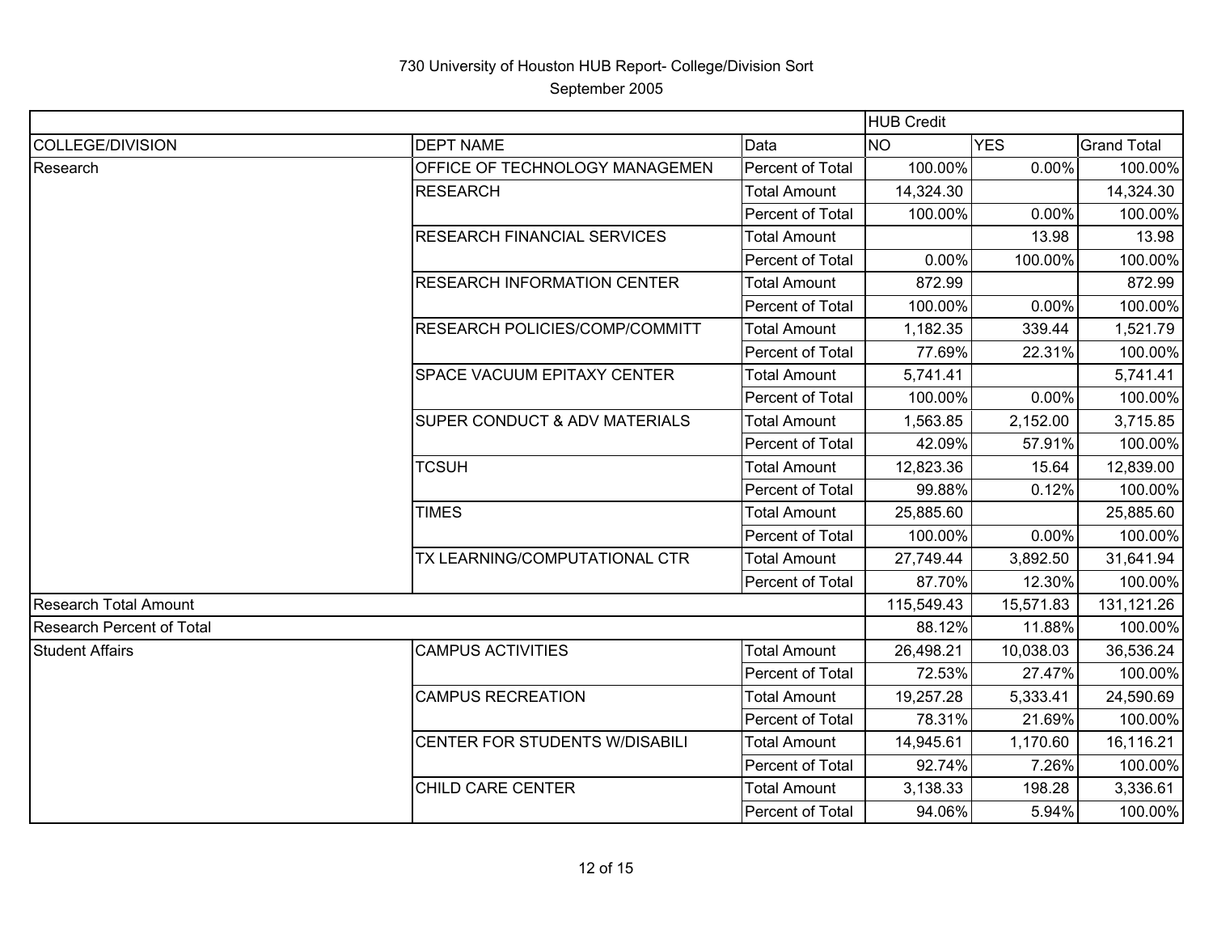# 730 University of Houston HUB Report- College/Division Sort

September 2005

| | | | HUB Credit | | |
|---|---|---|---|---|---|
| COLLEGE/DIVISION | DEPT NAME | Data | NO | YES | Grand Total |
| Research | OFFICE OF TECHNOLOGY MANAGEMEN | Percent of Total | 100.00% | 0.00% | 100.00% |
| | RESEARCH | Total Amount | 14,324.30 | | 14,324.30 |
| | | Percent of Total | 100.00% | 0.00% | 100.00% |
| | RESEARCH FINANCIAL SERVICES | Total Amount | | 13.98 | 13.98 |
| | | Percent of Total | 0.00% | 100.00% | 100.00% |
| | RESEARCH INFORMATION CENTER | Total Amount | 872.99 | | 872.99 |
| | | Percent of Total | 100.00% | 0.00% | 100.00% |
| | RESEARCH POLICIES/COMP/COMMITT | Total Amount | 1,182.35 | 339.44 | 1,521.79 |
| | | Percent of Total | 77.69% | 22.31% | 100.00% |
| | SPACE VACUUM EPITAXY CENTER | Total Amount | 5,741.41 | | 5,741.41 |
| | | Percent of Total | 100.00% | 0.00% | 100.00% |
| | SUPER CONDUCT & ADV MATERIALS | Total Amount | 1,563.85 | 2,152.00 | 3,715.85 |
| | | Percent of Total | 42.09% | 57.91% | 100.00% |
| | TCSUH | Total Amount | 12,823.36 | 15.64 | 12,839.00 |
| | | Percent of Total | 99.88% | 0.12% | 100.00% |
| | TIMES | Total Amount | 25,885.60 | | 25,885.60 |
| | | Percent of Total | 100.00% | 0.00% | 100.00% |
| | TX LEARNING/COMPUTATIONAL CTR | Total Amount | 27,749.44 | 3,892.50 | 31,641.94 |
| | | Percent of Total | 87.70% | 12.30% | 100.00% |
| Research Total Amount | | | 115,549.43 | 15,571.83 | 131,121.26 |
| Research Percent of Total | | | 88.12% | 11.88% | 100.00% |
| Student Affairs | CAMPUS ACTIVITIES | Total Amount | 26,498.21 | 10,038.03 | 36,536.24 |
| | | Percent of Total | 72.53% | 27.47% | 100.00% |
| | CAMPUS RECREATION | Total Amount | 19,257.28 | 5,333.41 | 24,590.69 |
| | | Percent of Total | 78.31% | 21.69% | 100.00% |
| | CENTER FOR STUDENTS W/DISABILI | Total Amount | 14,945.61 | 1,170.60 | 16,116.21 |
| | | Percent of Total | 92.74% | 7.26% | 100.00% |
| | CHILD CARE CENTER | Total Amount | 3,138.33 | 198.28 | 3,336.61 |
| | | Percent of Total | 94.06% | 5.94% | 100.00% |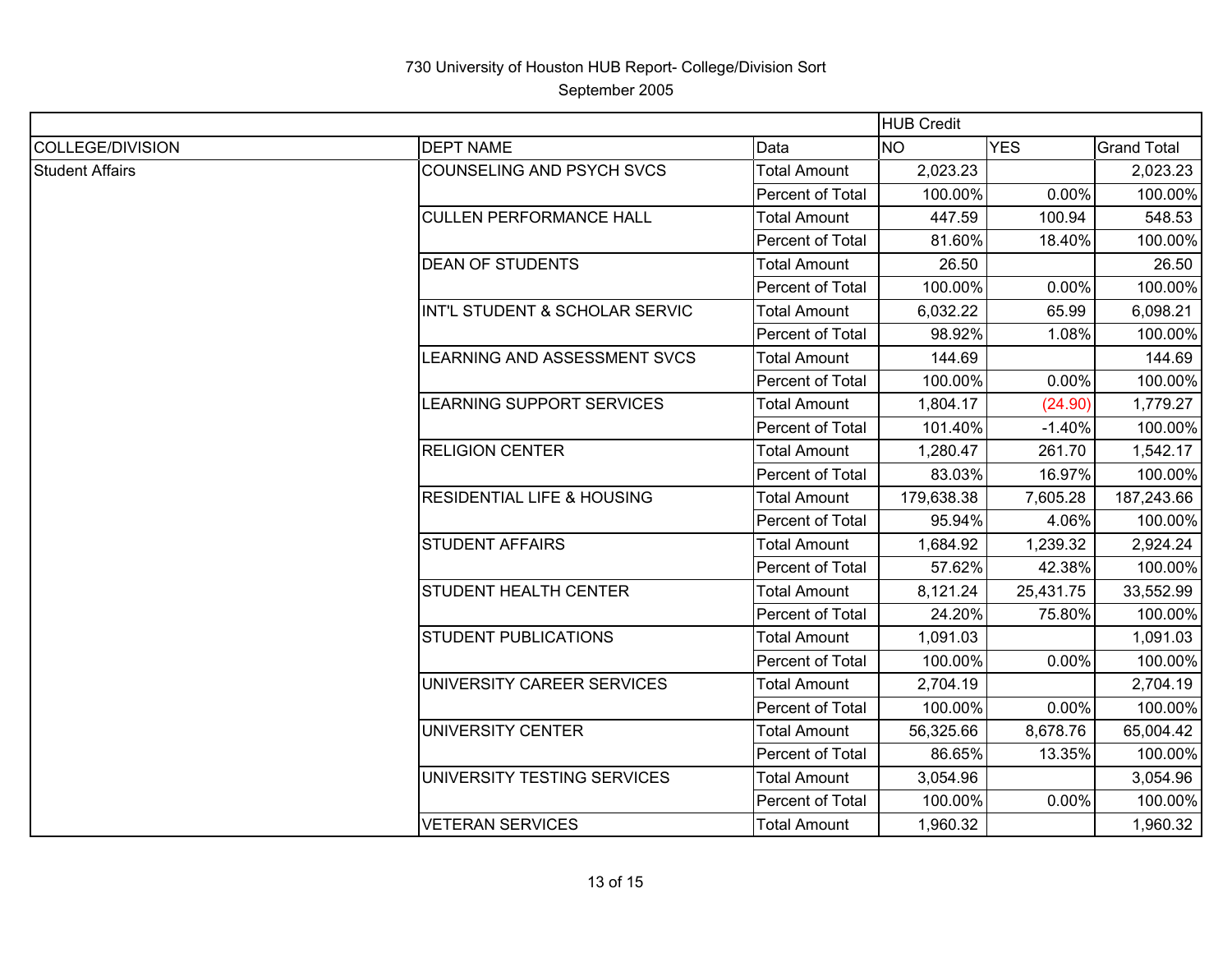730 University of Houston HUB Report- College/Division Sort

September 2005

| | | | HUB Credit | | |
|---|---|---|---|---|---|
| COLLEGE/DIVISION | DEPT NAME | Data | NO | YES | Grand Total |
| Student Affairs | COUNSELING AND PSYCH SVCS | Total Amount | 2,023.23 | | 2,023.23 |
| | | Percent of Total | 100.00% | 0.00% | 100.00% |
| | CULLEN PERFORMANCE HALL | Total Amount | 447.59 | 100.94 | 548.53 |
| | | Percent of Total | 81.60% | 18.40% | 100.00% |
| | DEAN OF STUDENTS | Total Amount | 26.50 | | 26.50 |
| | | Percent of Total | 100.00% | 0.00% | 100.00% |
| | INT'L STUDENT & SCHOLAR SERVIC | Total Amount | 6,032.22 | 65.99 | 6,098.21 |
| | | Percent of Total | 98.92% | 1.08% | 100.00% |
| | LEARNING AND ASSESSMENT SVCS | Total Amount | 144.69 | | 144.69 |
| | | Percent of Total | 100.00% | 0.00% | 100.00% |
| | LEARNING SUPPORT SERVICES | Total Amount | 1,804.17 | (24.90) | 1,779.27 |
| | | Percent of Total | 101.40% | -1.40% | 100.00% |
| | RELIGION CENTER | Total Amount | 1,280.47 | 261.70 | 1,542.17 |
| | | Percent of Total | 83.03% | 16.97% | 100.00% |
| | RESIDENTIAL LIFE & HOUSING | Total Amount | 179,638.38 | 7,605.28 | 187,243.66 |
| | | Percent of Total | 95.94% | 4.06% | 100.00% |
| | STUDENT AFFAIRS | Total Amount | 1,684.92 | 1,239.32 | 2,924.24 |
| | | Percent of Total | 57.62% | 42.38% | 100.00% |
| | STUDENT HEALTH CENTER | Total Amount | 8,121.24 | 25,431.75 | 33,552.99 |
| | | Percent of Total | 24.20% | 75.80% | 100.00% |
| | STUDENT PUBLICATIONS | Total Amount | 1,091.03 | | 1,091.03 |
| | | Percent of Total | 100.00% | 0.00% | 100.00% |
| | UNIVERSITY CAREER SERVICES | Total Amount | 2,704.19 | | 2,704.19 |
| | | Percent of Total | 100.00% | 0.00% | 100.00% |
| | UNIVERSITY CENTER | Total Amount | 56,325.66 | 8,678.76 | 65,004.42 |
| | | Percent of Total | 86.65% | 13.35% | 100.00% |
| | UNIVERSITY TESTING SERVICES | Total Amount | 3,054.96 | | 3,054.96 |
| | | Percent of Total | 100.00% | 0.00% | 100.00% |
| | VETERAN SERVICES | Total Amount | 1,960.32 | | 1,960.32 |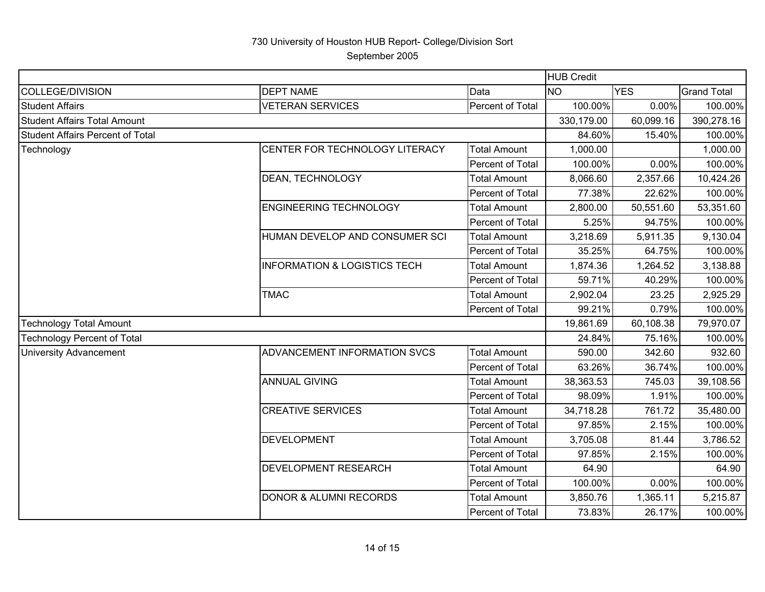# 730 University of Houston HUB Report- College/Division Sort

September 2005

| | | | HUB Credit | | |
|---|---|---|---|---|---|
| COLLEGE/DIVISION | DEPT NAME | Data | NO | YES | Grand Total |
| Student Affairs | VETERAN SERVICES | Percent of Total | 100.00% | 0.00% | 100.00% |
| Student Affairs Total Amount | | | 330,179.00 | 60,099.16 | 390,278.16 |
| Student Affairs Percent of Total | | | 84.60% | 15.40% | 100.00% |
| Technology | CENTER FOR TECHNOLOGY LITERACY | Total Amount | 1,000.00 | | 1,000.00 |
| | | Percent of Total | 100.00% | 0.00% | 100.00% |
| | DEAN, TECHNOLOGY | Total Amount | 8,066.60 | 2,357.66 | 10,424.26 |
| | | Percent of Total | 77.38% | 22.62% | 100.00% |
| | ENGINEERING TECHNOLOGY | Total Amount | 2,800.00 | 50,551.60 | 53,351.60 |
| | | Percent of Total | 5.25% | 94.75% | 100.00% |
| | HUMAN DEVELOP AND CONSUMER SCI | Total Amount | 3,218.69 | 5,911.35 | 9,130.04 |
| | | Percent of Total | 35.25% | 64.75% | 100.00% |
| | INFORMATION & LOGISTICS TECH | Total Amount | 1,874.36 | 1,264.52 | 3,138.88 |
| | | Percent of Total | 59.71% | 40.29% | 100.00% |
| | TMAC | Total Amount | 2,902.04 | 23.25 | 2,925.29 |
| | | Percent of Total | 99.21% | 0.79% | 100.00% |
| Technology Total Amount | | | 19,861.69 | 60,108.38 | 79,970.07 |
| Technology Percent of Total | | | 24.84% | 75.16% | 100.00% |
| University Advancement | ADVANCEMENT INFORMATION SVCS | Total Amount | 590.00 | 342.60 | 932.60 |
| | | Percent of Total | 63.26% | 36.74% | 100.00% |
| | ANNUAL GIVING | Total Amount | 38,363.53 | 745.03 | 39,108.56 |
| | | Percent of Total | 98.09% | 1.91% | 100.00% |
| | CREATIVE SERVICES | Total Amount | 34,718.28 | 761.72 | 35,480.00 |
| | | Percent of Total | 97.85% | 2.15% | 100.00% |
| | DEVELOPMENT | Total Amount | 3,705.08 | 81.44 | 3,786.52 |
| | | Percent of Total | 97.85% | 2.15% | 100.00% |
| | DEVELOPMENT RESEARCH | Total Amount | 64.90 | | 64.90 |
| | | Percent of Total | 100.00% | 0.00% | 100.00% |
| | DONOR & ALUMNI RECORDS | Total Amount | 3,850.76 | 1,365.11 | 5,215.87 |
| | | Percent of Total | 73.83% | 26.17% | 100.00% |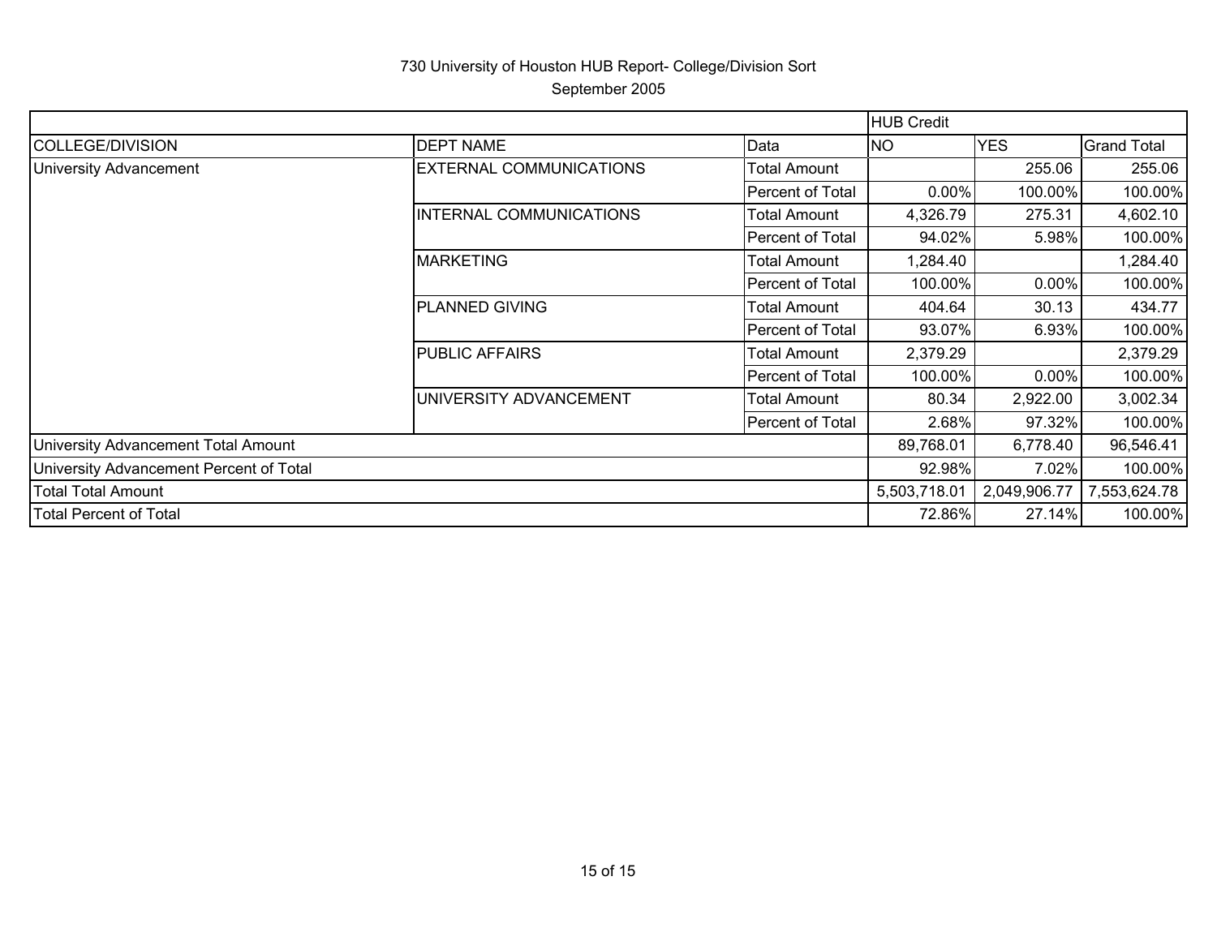730 University of Houston HUB Report- College/Division Sort

September 2005

| | | | HUB Credit | | |
|---|---|---|---|---|---|
| COLLEGE/DIVISION | DEPT NAME | Data | NO | YES | Grand Total |
| University Advancement | EXTERNAL COMMUNICATIONS | Total Amount | | 255.06 | 255.06 |
| | | Percent of Total | 0.00% | 100.00% | 100.00% |
| | INTERNAL COMMUNICATIONS | Total Amount | 4,326.79 | 275.31 | 4,602.10 |
| | | Percent of Total | 94.02% | 5.98% | 100.00% |
| | MARKETING | Total Amount | 1,284.40 | | 1,284.40 |
| | | Percent of Total | 100.00% | 0.00% | 100.00% |
| | PLANNED GIVING | Total Amount | 404.64 | 30.13 | 434.77 |
| | | Percent of Total | 93.07% | 6.93% | 100.00% |
| | PUBLIC AFFAIRS | Total Amount | 2,379.29 | | 2,379.29 |
| | | Percent of Total | 100.00% | 0.00% | 100.00% |
| | UNIVERSITY ADVANCEMENT | Total Amount | 80.34 | 2,922.00 | 3,002.34 |
| | | Percent of Total | 2.68% | 97.32% | 100.00% |
| University Advancement Total Amount | | | 89,768.01 | 6,778.40 | 96,546.41 |
| University Advancement Percent of Total | | | 92.98% | 7.02% | 100.00% |
| Total Total Amount | | | 5,503,718.01 | 2,049,906.77 | 7,553,624.78 |
| Total Percent of Total | | | 72.86% | 27.14% | 100.00% |